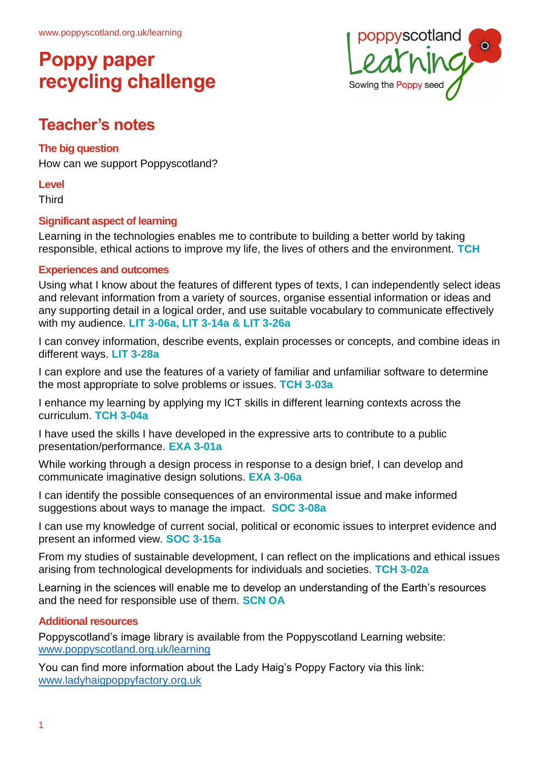www.poppyscotland.org.uk/learning

# Poppy paper recycling challenge

poppyscotland Learning
Sowing the Poppy seed

## Teacher's notes

### The big question

How can we support Poppyscotland?

### Level

Third

### Significant aspect of learning

Learning in the technologies enables me to contribute to building a better world by taking responsible, ethical actions to improve my life, the lives of others and the environment. **TCH**

### Experiences and outcomes

Using what I know about the features of different types of texts, I can independently select ideas and relevant information from a variety of sources, organise essential information or ideas and any supporting detail in a logical order, and use suitable vocabulary to communicate effectively with my audience. **LIT 3-06a, LIT 3-14a & LIT 3-26a**

I can convey information, describe events, explain processes or concepts, and combine ideas in different ways. **LIT 3-28a**

I can explore and use the features of a variety of familiar and unfamiliar software to determine the most appropriate to solve problems or issues. **TCH 3-03a**

I enhance my learning by applying my ICT skills in different learning contexts across the curriculum. **TCH 3-04a**

I have used the skills I have developed in the expressive arts to contribute to a public presentation/performance. **EXA 3-01a**

While working through a design process in response to a design brief, I can develop and communicate imaginative design solutions. **EXA 3-06a**

I can identify the possible consequences of an environmental issue and make informed suggestions about ways to manage the impact. **SOC 3-08a**

I can use my knowledge of current social, political or economic issues to interpret evidence and present an informed view. **SOC 3-15a**

From my studies of sustainable development, I can reflect on the implications and ethical issues arising from technological developments for individuals and societies. **TCH 3-02a**

Learning in the sciences will enable me to develop an understanding of the Earth's resources and the need for responsible use of them. **SCN OA**

### Additional resources

Poppyscotland's image library is available from the Poppyscotland Learning website: www.poppyscotland.org.uk/learning

You can find more information about the Lady Haig's Poppy Factory via this link: www.ladyhaigpoppyfactory.org.uk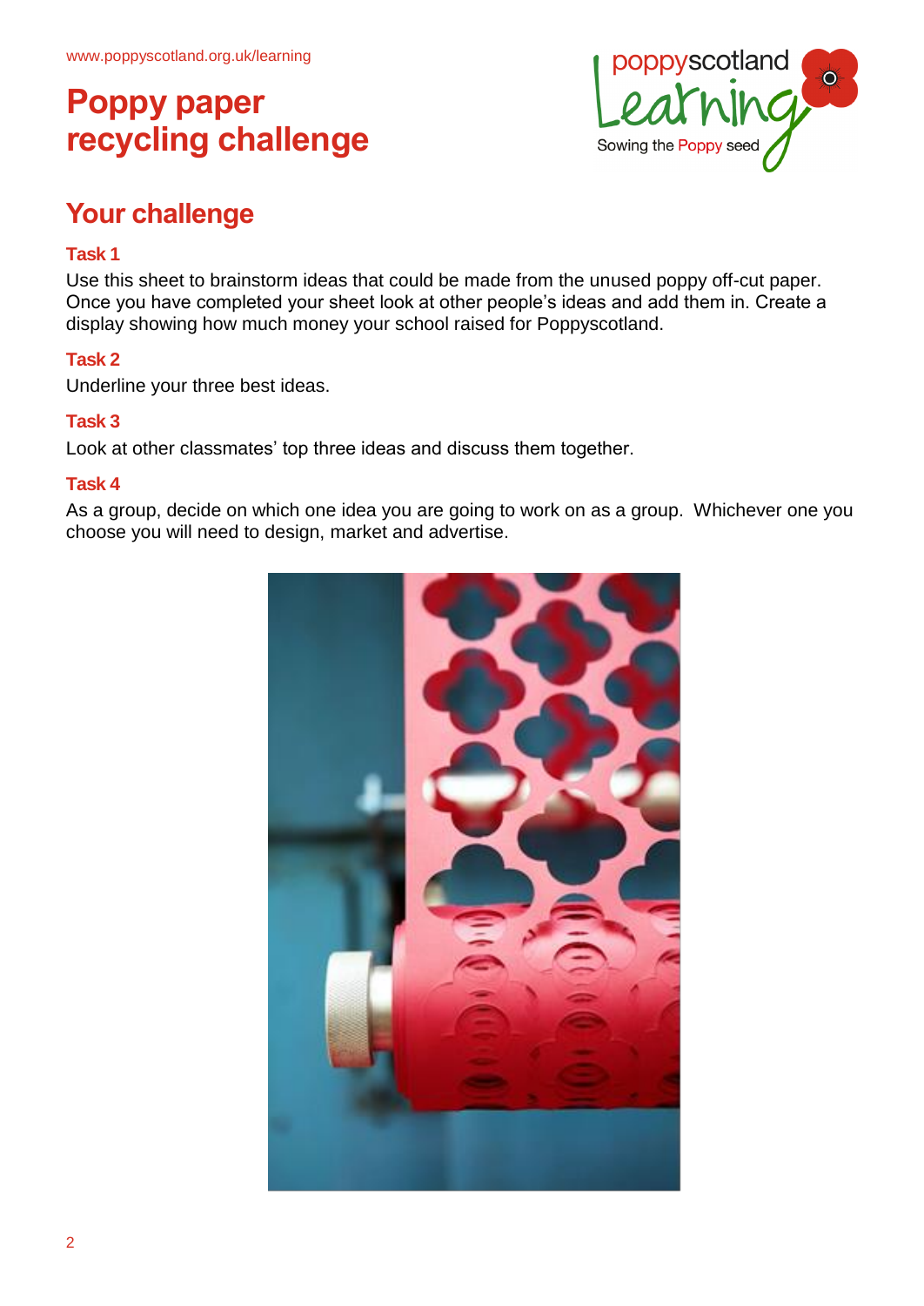www.poppyscotland.org.uk/learning

# Poppy paper recycling challenge

## Your challenge

### Task 1

Use this sheet to brainstorm ideas that could be made from the unused poppy off-cut paper. Once you have completed your sheet look at other people's ideas and add them in. Create a display showing how much money your school raised for Poppyscotland.

### Task 2

Underline your three best ideas.

### Task 3

Look at other classmates' top three ideas and discuss them together.

### Task 4

As a group, decide on which one idea you are going to work on as a group.  Whichever one you choose you will need to design, market and advertise.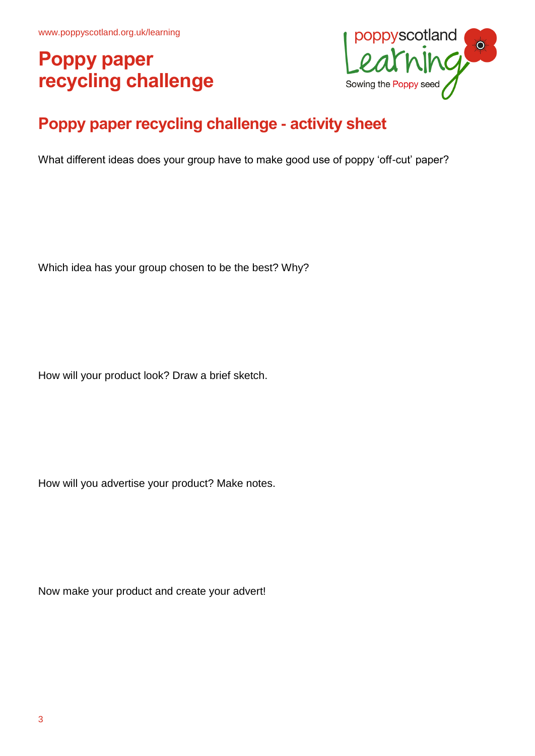# Poppy paper recycling challenge

## Poppy paper recycling challenge - activity sheet

What different ideas does your group have to make good use of poppy 'off-cut' paper?

Which idea has your group chosen to be the best? Why?

How will your product look? Draw a brief sketch.

How will you advertise your product? Make notes.

Now make your product and create your advert!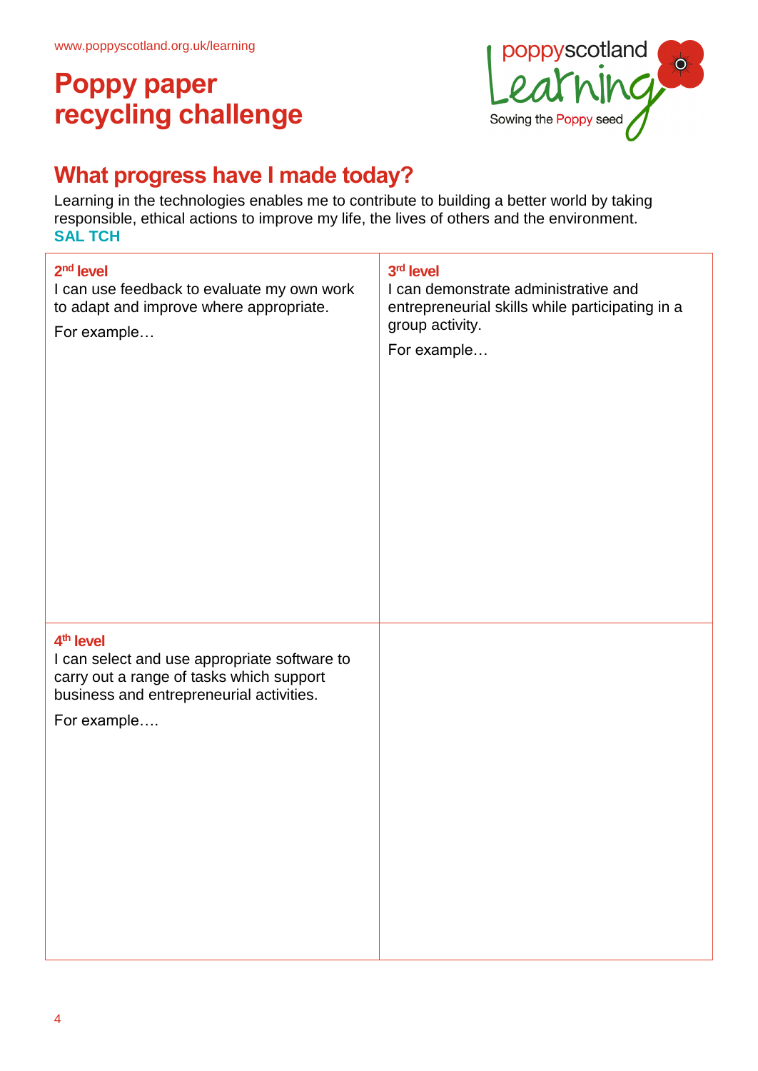www.poppyscotland.org.uk/learning

# Poppy paper recycling challenge

poppyscotland Learning
Sowing the Poppy seed

## What progress have I made today?

Learning in the technologies enables me to contribute to building a better world by taking responsible, ethical actions to improve my life, the lives of others and the environment.
**SAL TCH**

| **2nd level**<br>I can use feedback to evaluate my own work to adapt and improve where appropriate.<br>For example… | **3rd level**<br>I can demonstrate administrative and entrepreneurial skills while participating in a group activity.<br>For example… |
|---|---|
| **4th level**<br>I can select and use appropriate software to carry out a range of tasks which support business and entrepreneurial activities.<br>For example…. | |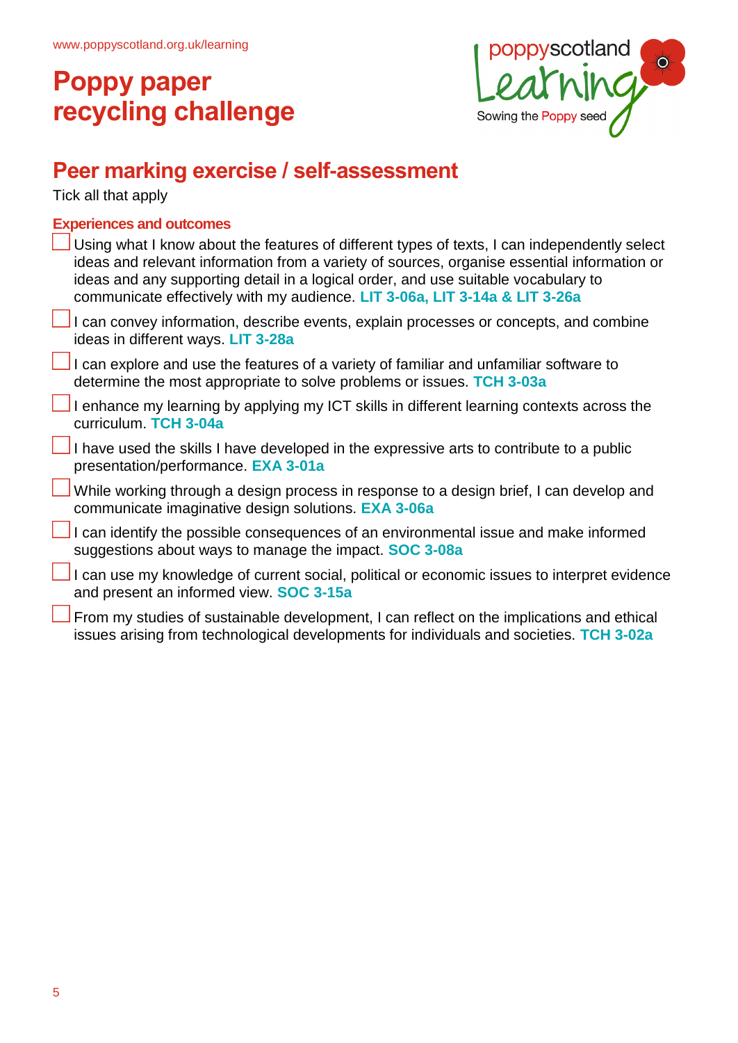www.poppyscotland.org.uk/learning

# Poppy paper recycling challenge

## Peer marking exercise / self-assessment

Tick all that apply

### Experiences and outcomes

- [ ] Using what I know about the features of different types of texts, I can independently select ideas and relevant information from a variety of sources, organise essential information or ideas and any supporting detail in a logical order, and use suitable vocabulary to communicate effectively with my audience. **LIT 3-06a, LIT 3-14a & LIT 3-26a**
- [ ] I can convey information, describe events, explain processes or concepts, and combine ideas in different ways. **LIT 3-28a**
- [ ] I can explore and use the features of a variety of familiar and unfamiliar software to determine the most appropriate to solve problems or issues. **TCH 3-03a**
- [ ] I enhance my learning by applying my ICT skills in different learning contexts across the curriculum. **TCH 3-04a**
- [ ] I have used the skills I have developed in the expressive arts to contribute to a public presentation/performance. **EXA 3-01a**
- [ ] While working through a design process in response to a design brief, I can develop and communicate imaginative design solutions. **EXA 3-06a**
- [ ] I can identify the possible consequences of an environmental issue and make informed suggestions about ways to manage the impact. **SOC 3-08a**
- [ ] I can use my knowledge of current social, political or economic issues to interpret evidence and present an informed view. **SOC 3-15a**
- [ ] From my studies of sustainable development, I can reflect on the implications and ethical issues arising from technological developments for individuals and societies. **TCH 3-02a**